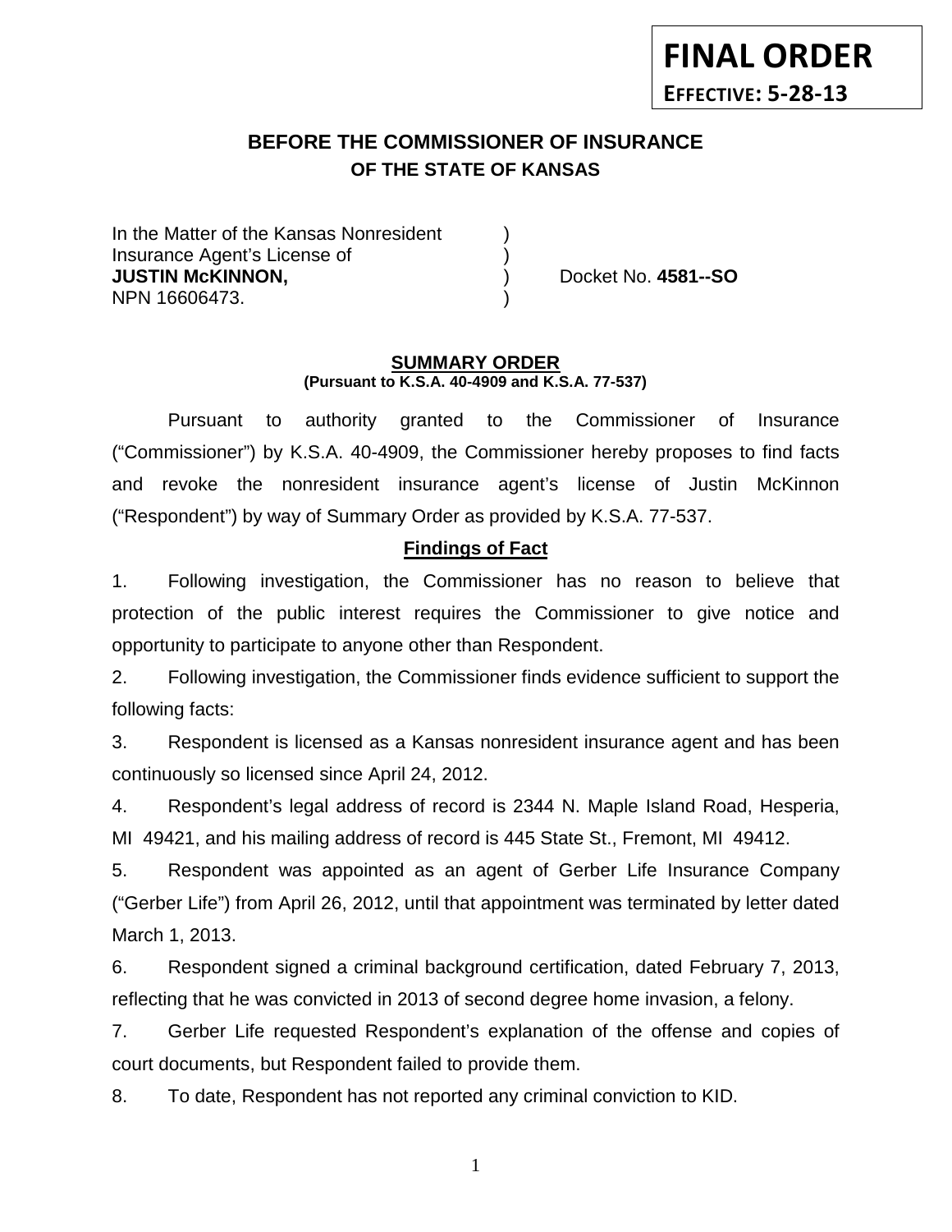**FINAL ORDER**

**EFFECTIVE: 5-28-13**

# BEFORE THE COMMISSIONER OF INSURANCE
## OF THE STATE OF KANSAS

In the Matter of the Kansas Nonresident )
Insurance Agent's License of )
**JUSTIN McKINNON,** ) Docket No. **4581--SO**
NPN 16606473. )

**SUMMARY ORDER**
**(Pursuant to K.S.A. 40-4909 and K.S.A. 77-537)**

Pursuant to authority granted to the Commissioner of Insurance ("Commissioner") by K.S.A. 40-4909, the Commissioner hereby proposes to find facts and revoke the nonresident insurance agent's license of Justin McKinnon ("Respondent") by way of Summary Order as provided by K.S.A. 77-537.

**Findings of Fact**

1. Following investigation, the Commissioner has no reason to believe that protection of the public interest requires the Commissioner to give notice and opportunity to participate to anyone other than Respondent.

2. Following investigation, the Commissioner finds evidence sufficient to support the following facts:

3. Respondent is licensed as a Kansas nonresident insurance agent and has been continuously so licensed since April 24, 2012.

4. Respondent's legal address of record is 2344 N. Maple Island Road, Hesperia, MI 49421, and his mailing address of record is 445 State St., Fremont, MI 49412.

5. Respondent was appointed as an agent of Gerber Life Insurance Company ("Gerber Life") from April 26, 2012, until that appointment was terminated by letter dated March 1, 2013.

6. Respondent signed a criminal background certification, dated February 7, 2013, reflecting that he was convicted in 2013 of second degree home invasion, a felony.

7. Gerber Life requested Respondent's explanation of the offense and copies of court documents, but Respondent failed to provide them.

8. To date, Respondent has not reported any criminal conviction to KID.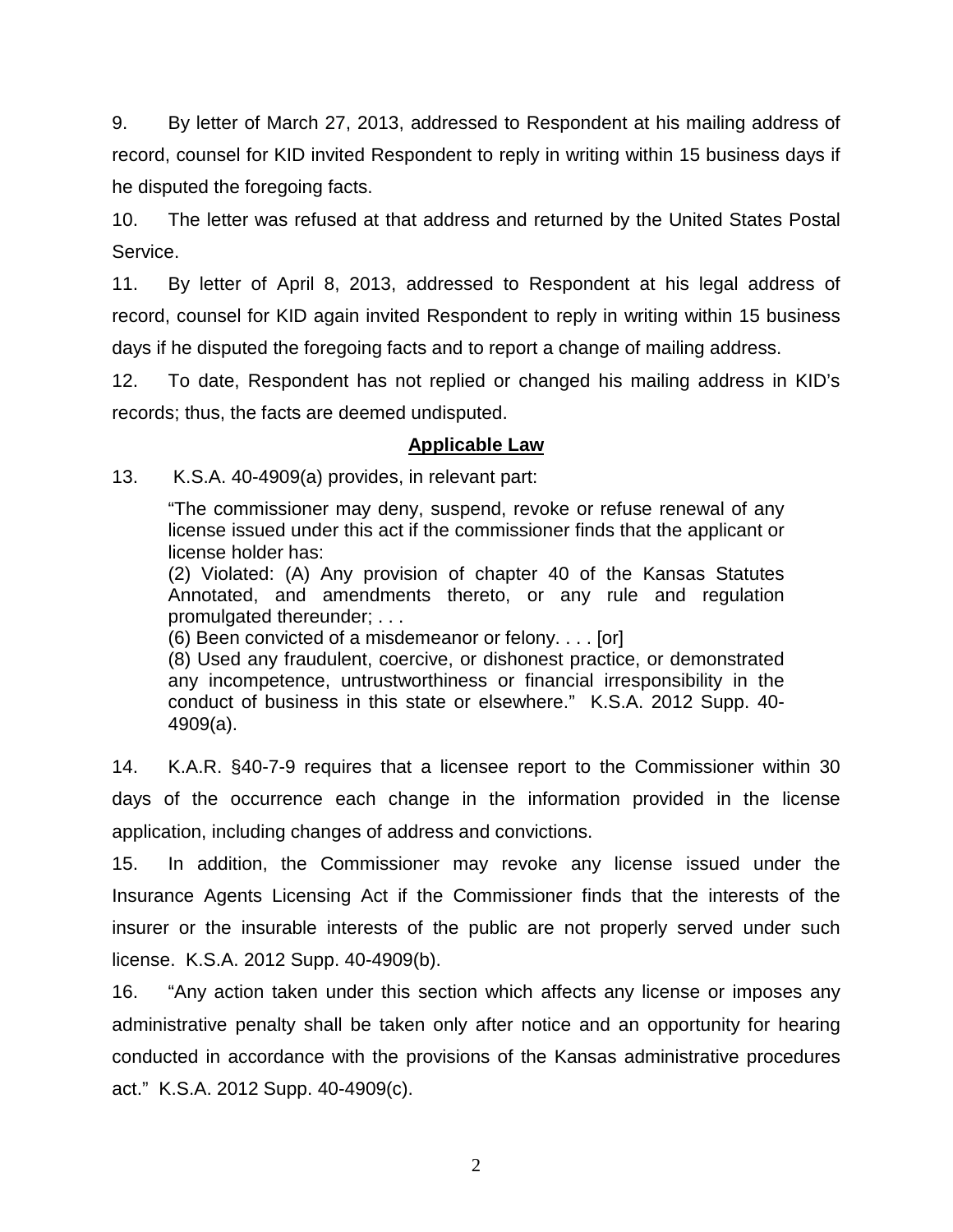9. By letter of March 27, 2013, addressed to Respondent at his mailing address of record, counsel for KID invited Respondent to reply in writing within 15 business days if he disputed the foregoing facts.

10. The letter was refused at that address and returned by the United States Postal Service.

11. By letter of April 8, 2013, addressed to Respondent at his legal address of record, counsel for KID again invited Respondent to reply in writing within 15 business days if he disputed the foregoing facts and to report a change of mailing address.

12. To date, Respondent has not replied or changed his mailing address in KID's records; thus, the facts are deemed undisputed.

## Applicable Law

13. K.S.A. 40-4909(a) provides, in relevant part:

> "The commissioner may deny, suspend, revoke or refuse renewal of any license issued under this act if the commissioner finds that the applicant or license holder has:
> (2) Violated: (A) Any provision of chapter 40 of the Kansas Statutes Annotated, and amendments thereto, or any rule and regulation promulgated thereunder; . . .
> (6) Been convicted of a misdemeanor or felony. . . . [or]
> (8) Used any fraudulent, coercive, or dishonest practice, or demonstrated any incompetence, untrustworthiness or financial irresponsibility in the conduct of business in this state or elsewhere." K.S.A. 2012 Supp. 40-4909(a).

14. K.A.R. §40-7-9 requires that a licensee report to the Commissioner within 30 days of the occurrence each change in the information provided in the license application, including changes of address and convictions.

15. In addition, the Commissioner may revoke any license issued under the Insurance Agents Licensing Act if the Commissioner finds that the interests of the insurer or the insurable interests of the public are not properly served under such license. K.S.A. 2012 Supp. 40-4909(b).

16. "Any action taken under this section which affects any license or imposes any administrative penalty shall be taken only after notice and an opportunity for hearing conducted in accordance with the provisions of the Kansas administrative procedures act." K.S.A. 2012 Supp. 40-4909(c).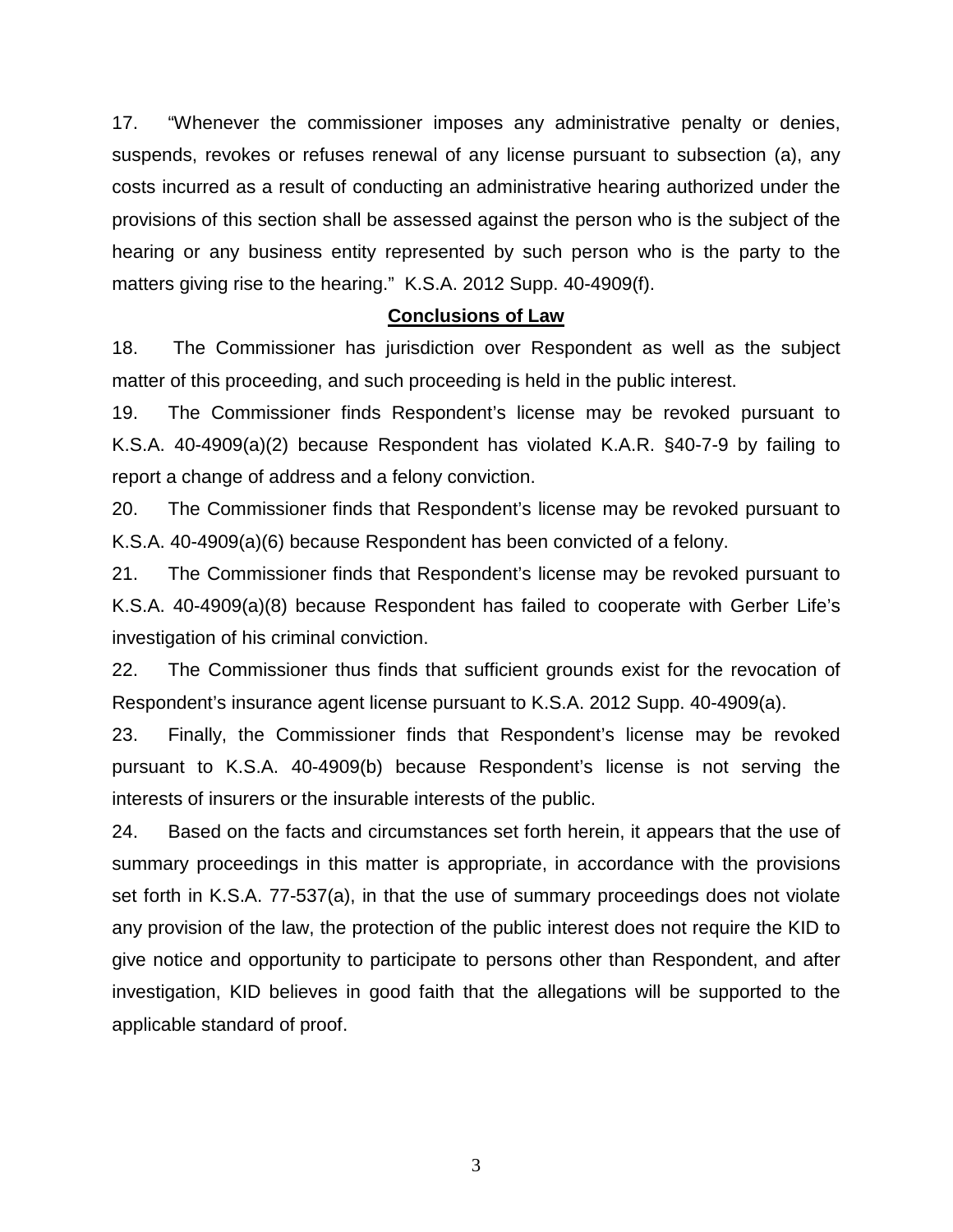17. "Whenever the commissioner imposes any administrative penalty or denies, suspends, revokes or refuses renewal of any license pursuant to subsection (a), any costs incurred as a result of conducting an administrative hearing authorized under the provisions of this section shall be assessed against the person who is the subject of the hearing or any business entity represented by such person who is the party to the matters giving rise to the hearing." K.S.A. 2012 Supp. 40-4909(f).

## **Conclusions of Law**

18. The Commissioner has jurisdiction over Respondent as well as the subject matter of this proceeding, and such proceeding is held in the public interest.

19. The Commissioner finds Respondent's license may be revoked pursuant to K.S.A. 40-4909(a)(2) because Respondent has violated K.A.R. §40-7-9 by failing to report a change of address and a felony conviction.

20. The Commissioner finds that Respondent's license may be revoked pursuant to K.S.A. 40-4909(a)(6) because Respondent has been convicted of a felony.

21. The Commissioner finds that Respondent's license may be revoked pursuant to K.S.A. 40-4909(a)(8) because Respondent has failed to cooperate with Gerber Life's investigation of his criminal conviction.

22. The Commissioner thus finds that sufficient grounds exist for the revocation of Respondent's insurance agent license pursuant to K.S.A. 2012 Supp. 40-4909(a).

23. Finally, the Commissioner finds that Respondent's license may be revoked pursuant to K.S.A. 40-4909(b) because Respondent's license is not serving the interests of insurers or the insurable interests of the public.

24. Based on the facts and circumstances set forth herein, it appears that the use of summary proceedings in this matter is appropriate, in accordance with the provisions set forth in K.S.A. 77-537(a), in that the use of summary proceedings does not violate any provision of the law, the protection of the public interest does not require the KID to give notice and opportunity to participate to persons other than Respondent, and after investigation, KID believes in good faith that the allegations will be supported to the applicable standard of proof.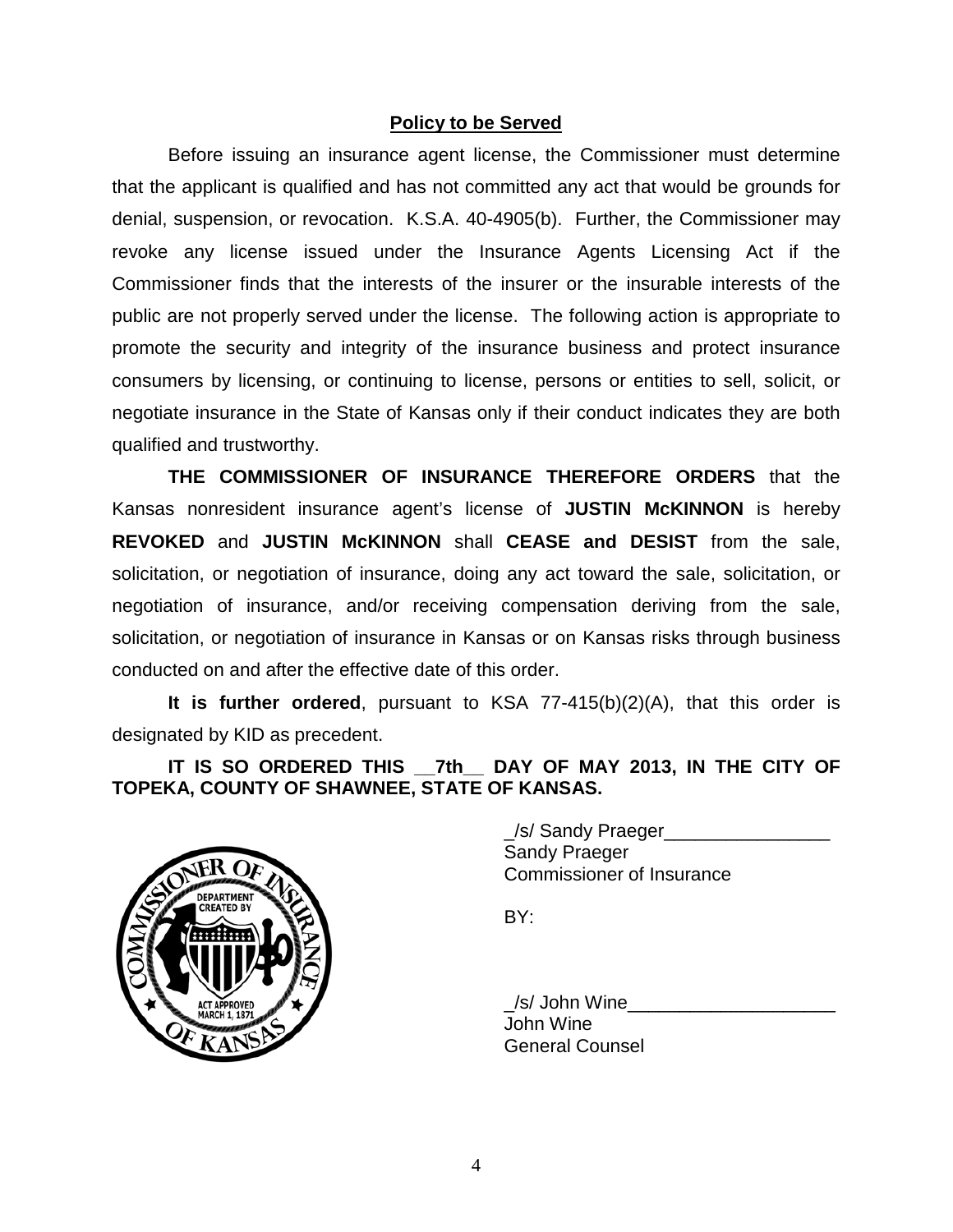**Policy to be Served**

Before issuing an insurance agent license, the Commissioner must determine that the applicant is qualified and has not committed any act that would be grounds for denial, suspension, or revocation. K.S.A. 40-4905(b). Further, the Commissioner may revoke any license issued under the Insurance Agents Licensing Act if the Commissioner finds that the interests of the insurer or the insurable interests of the public are not properly served under the license. The following action is appropriate to promote the security and integrity of the insurance business and protect insurance consumers by licensing, or continuing to license, persons or entities to sell, solicit, or negotiate insurance in the State of Kansas only if their conduct indicates they are both qualified and trustworthy.

**THE COMMISSIONER OF INSURANCE THEREFORE ORDERS** that the Kansas nonresident insurance agent's license of **JUSTIN McKINNON** is hereby **REVOKED** and **JUSTIN McKINNON** shall **CEASE and DESIST** from the sale, solicitation, or negotiation of insurance, doing any act toward the sale, solicitation, or negotiation of insurance, and/or receiving compensation deriving from the sale, solicitation, or negotiation of insurance in Kansas or on Kansas risks through business conducted on and after the effective date of this order.

**It is further ordered**, pursuant to KSA 77-415(b)(2)(A), that this order is designated by KID as precedent.

**IT IS SO ORDERED THIS __7th__ DAY OF MAY 2013, IN THE CITY OF TOPEKA, COUNTY OF SHAWNEE, STATE OF KANSAS.**

_/s/ Sandy Praeger________________
Sandy Praeger
Commissioner of Insurance

BY:

_/s/ John Wine____________________
John Wine
General Counsel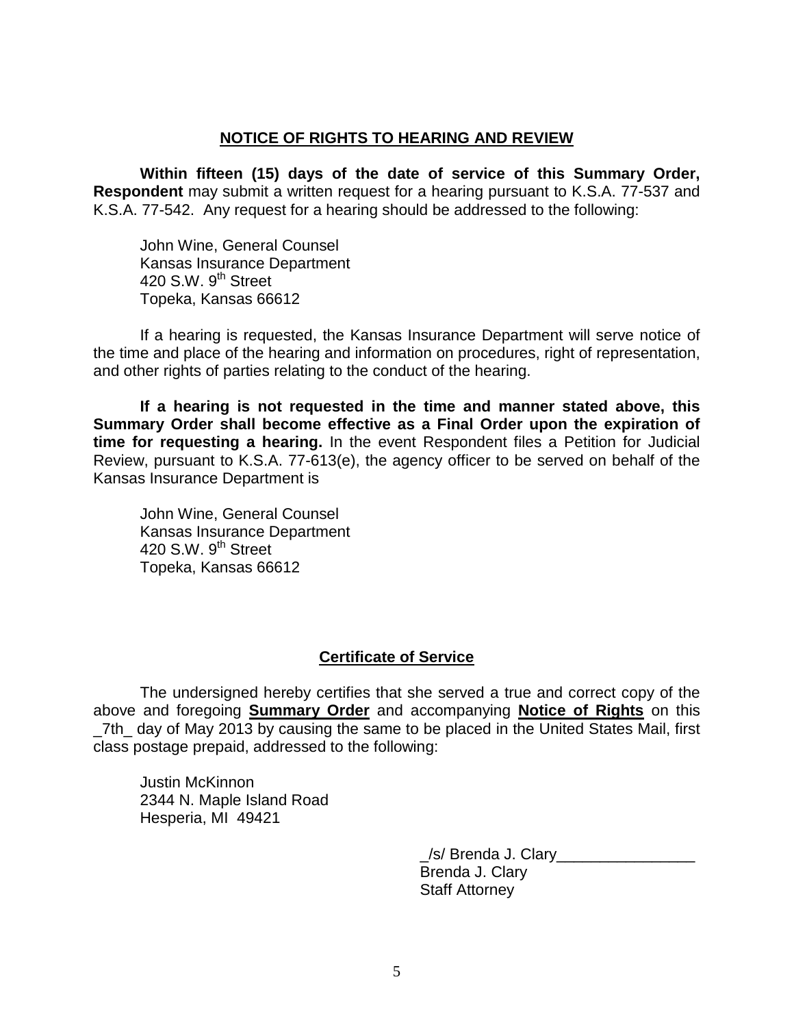## NOTICE OF RIGHTS TO HEARING AND REVIEW

**Within fifteen (15) days of the date of service of this Summary Order, Respondent** may submit a written request for a hearing pursuant to K.S.A. 77-537 and K.S.A. 77-542. Any request for a hearing should be addressed to the following:

John Wine, General Counsel
Kansas Insurance Department
420 S.W. 9th Street
Topeka, Kansas 66612

If a hearing is requested, the Kansas Insurance Department will serve notice of the time and place of the hearing and information on procedures, right of representation, and other rights of parties relating to the conduct of the hearing.

**If a hearing is not requested in the time and manner stated above, this Summary Order shall become effective as a Final Order upon the expiration of time for requesting a hearing.** In the event Respondent files a Petition for Judicial Review, pursuant to K.S.A. 77-613(e), the agency officer to be served on behalf of the Kansas Insurance Department is

John Wine, General Counsel
Kansas Insurance Department
420 S.W. 9th Street
Topeka, Kansas 66612

## Certificate of Service

The undersigned hereby certifies that she served a true and correct copy of the above and foregoing **Summary Order** and accompanying **Notice of Rights** on this _7th_ day of May 2013 by causing the same to be placed in the United States Mail, first class postage prepaid, addressed to the following:

Justin McKinnon
2344 N. Maple Island Road
Hesperia, MI 49421

_/s/ Brenda J. Clary________________
Brenda J. Clary
Staff Attorney